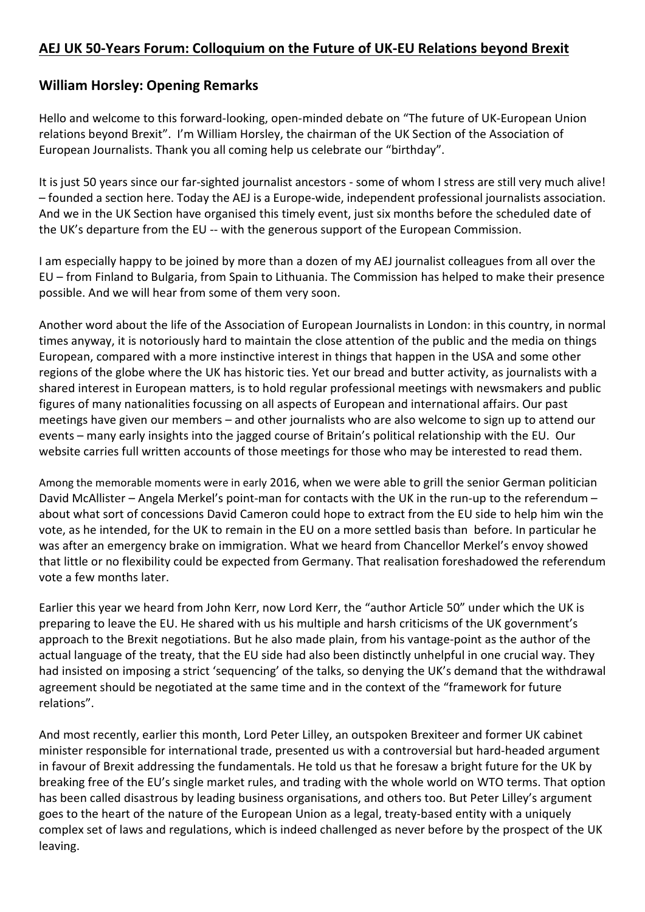# AEJ UK 50-Years Forum: Colloquium on the Future of UK-EU Relations beyond Brexit

## William Horsley: Opening Remarks

Hello and welcome to this forward-looking, open-minded debate on "The future of UK-European Union relations beyond Brexit". I'm William Horsley, the chairman of the UK Section of the Association of European Journalists. Thank you all coming help us celebrate our "birthday".

It is just 50 years since our far-sighted journalist ancestors - some of whom I stress are still very much alive! – founded a section here. Today the AEJ is a Europe-wide, independent professional journalists association. And we in the UK Section have organised this timely event, just six months before the scheduled date of the UK's departure from the EU -- with the generous support of the European Commission.

I am especially happy to be joined by more than a dozen of my AEJ journalist colleagues from all over the EU – from Finland to Bulgaria, from Spain to Lithuania. The Commission has helped to make their presence possible. And we will hear from some of them very soon.

Another word about the life of the Association of European Journalists in London: in this country, in normal times anyway, it is notoriously hard to maintain the close attention of the public and the media on things European, compared with a more instinctive interest in things that happen in the USA and some other regions of the globe where the UK has historic ties. Yet our bread and butter activity, as journalists with a shared interest in European matters, is to hold regular professional meetings with newsmakers and public figures of many nationalities focussing on all aspects of European and international affairs. Our past meetings have given our members – and other journalists who are also welcome to sign up to attend our events – many early insights into the jagged course of Britain's political relationship with the EU. Our website carries full written accounts of those meetings for those who may be interested to read them.

Among the memorable moments were in early 2016, when we were able to grill the senior German politician David McAllister – Angela Merkel's point-man for contacts with the UK in the run-up to the referendum – about what sort of concessions David Cameron could hope to extract from the EU side to help him win the vote, as he intended, for the UK to remain in the EU on a more settled basis than before. In particular he was after an emergency brake on immigration. What we heard from Chancellor Merkel's envoy showed that little or no flexibility could be expected from Germany. That realisation foreshadowed the referendum vote a few months later.

Earlier this year we heard from John Kerr, now Lord Kerr, the "author Article 50" under which the UK is preparing to leave the EU. He shared with us his multiple and harsh criticisms of the UK government's approach to the Brexit negotiations. But he also made plain, from his vantage-point as the author of the actual language of the treaty, that the EU side had also been distinctly unhelpful in one crucial way. They had insisted on imposing a strict 'sequencing' of the talks, so denying the UK's demand that the withdrawal agreement should be negotiated at the same time and in the context of the "framework for future relations".

And most recently, earlier this month, Lord Peter Lilley, an outspoken Brexiteer and former UK cabinet minister responsible for international trade, presented us with a controversial but hard-headed argument in favour of Brexit addressing the fundamentals. He told us that he foresaw a bright future for the UK by breaking free of the EU's single market rules, and trading with the whole world on WTO terms. That option has been called disastrous by leading business organisations, and others too. But Peter Lilley's argument goes to the heart of the nature of the European Union as a legal, treaty-based entity with a uniquely complex set of laws and regulations, which is indeed challenged as never before by the prospect of the UK leaving.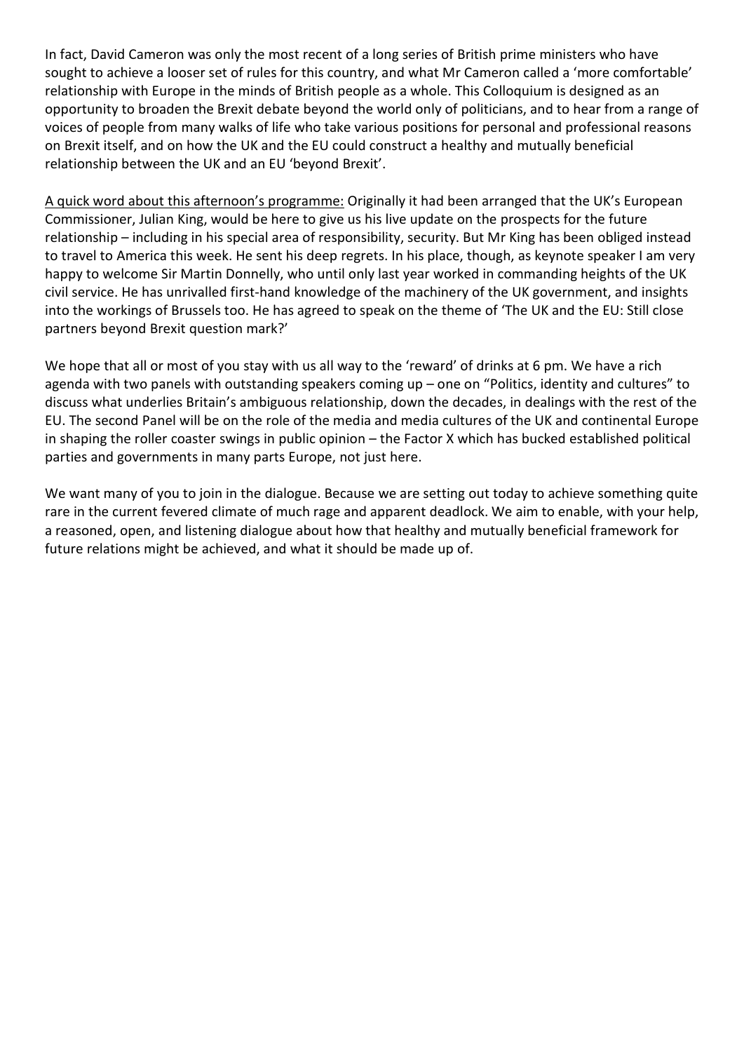In fact, David Cameron was only the most recent of a long series of British prime ministers who have sought to achieve a looser set of rules for this country, and what Mr Cameron called a 'more comfortable' relationship with Europe in the minds of British people as a whole. This Colloquium is designed as an opportunity to broaden the Brexit debate beyond the world only of politicians, and to hear from a range of voices of people from many walks of life who take various positions for personal and professional reasons on Brexit itself, and on how the UK and the EU could construct a healthy and mutually beneficial relationship between the UK and an EU 'beyond Brexit'.

<u>A quick word about this afternoon's programme:</u> Originally it had been arranged that the UK's European Commissioner, Julian King, would be here to give us his live update on the prospects for the future relationship – including in his special area of responsibility, security. But Mr King has been obliged instead to travel to America this week. He sent his deep regrets. In his place, though, as keynote speaker I am very happy to welcome Sir Martin Donnelly, who until only last year worked in commanding heights of the UK civil service. He has unrivalled first-hand knowledge of the machinery of the UK government, and insights into the workings of Brussels too. He has agreed to speak on the theme of 'The UK and the EU: Still close partners beyond Brexit question mark?'

We hope that all or most of you stay with us all way to the 'reward' of drinks at 6 pm. We have a rich agenda with two panels with outstanding speakers coming up – one on "Politics, identity and cultures" to discuss what underlies Britain's ambiguous relationship, down the decades, in dealings with the rest of the EU. The second Panel will be on the role of the media and media cultures of the UK and continental Europe in shaping the roller coaster swings in public opinion – the Factor X which has bucked established political parties and governments in many parts Europe, not just here.

We want many of you to join in the dialogue. Because we are setting out today to achieve something quite rare in the current fevered climate of much rage and apparent deadlock. We aim to enable, with your help, a reasoned, open, and listening dialogue about how that healthy and mutually beneficial framework for future relations might be achieved, and what it should be made up of.